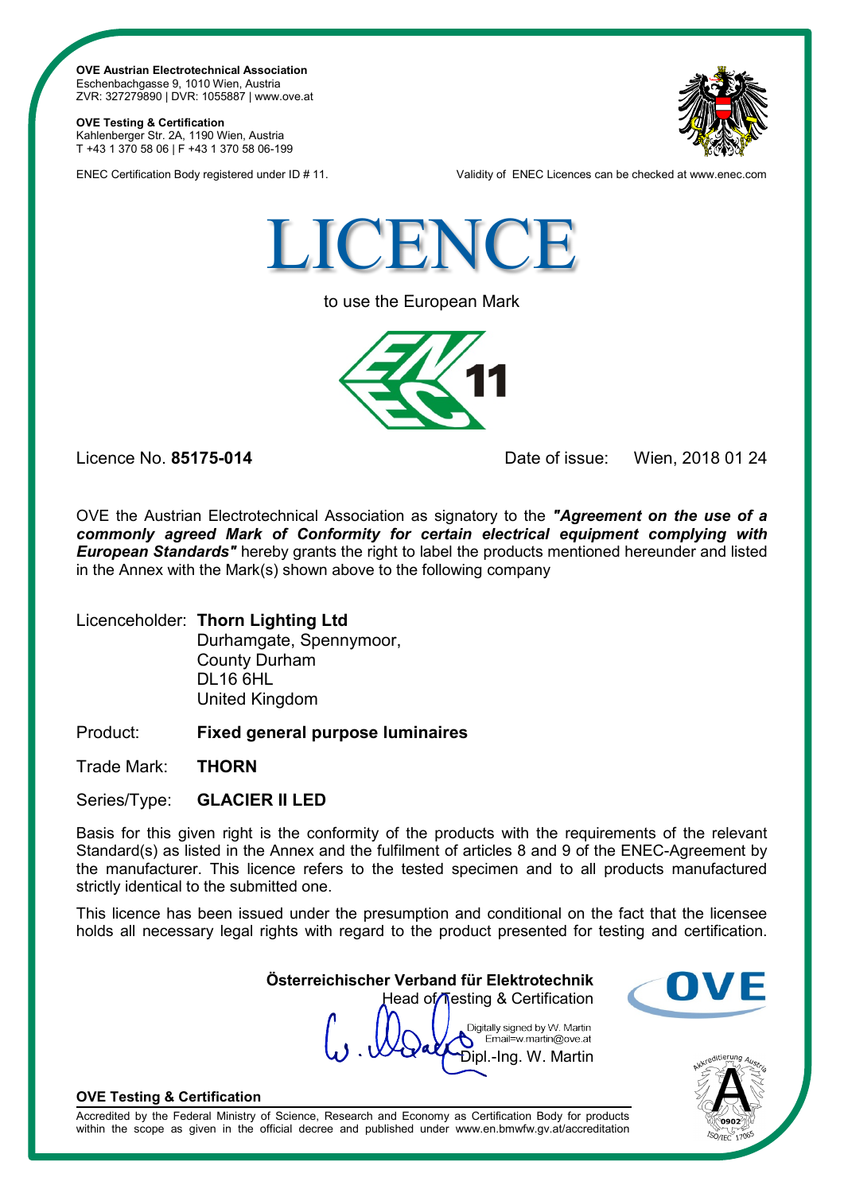**OVE Austrian Electrotechnical Association**
Eschenbachgasse 9, 1010 Wien, Austria
ZVR: 327279890 | DVR: 1055887 | www.ove.at

**OVE Testing & Certification**
Kahlenberger Str. 2A, 1190 Wien, Austria
T +43 1 370 58 06 | F +43 1 370 58 06-199

ENEC Certification Body registered under ID # 11.

Validity of ENEC Licences can be checked at www.enec.com

# LICENCE

to use the European Mark

11

Licence No. **85175-014**

Date of issue: Wien, 2018 01 24

OVE the Austrian Electrotechnical Association as signatory to the ***"Agreement on the use of a commonly agreed Mark of Conformity for certain electrical equipment complying with European Standards"*** hereby grants the right to label the products mentioned hereunder and listed in the Annex with the Mark(s) shown above to the following company

Licenceholder: **Thorn Lighting Ltd**
Durhamgate, Spennymoor,
County Durham
DL16 6HL
United Kingdom

Product: **Fixed general purpose luminaires**

Trade Mark: **THORN**

Series/Type: **GLACIER II LED**

Basis for this given right is the conformity of the products with the requirements of the relevant Standard(s) as listed in the Annex and the fulfilment of articles 8 and 9 of the ENEC-Agreement by the manufacturer. This licence refers to the tested specimen and to all products manufactured strictly identical to the submitted one.

This licence has been issued under the presumption and conditional on the fact that the licensee holds all necessary legal rights with regard to the product presented for testing and certification.

**Österreichischer Verband für Elektrotechnik**
Head of Testing & Certification

Digitally signed by W. Martin
Email=w.martin@ove.at
Dipl.-Ing. W. Martin

OVE

**OVE Testing & Certification**

Accredited by the Federal Ministry of Science, Research and Economy as Certification Body for products within the scope as given in the official decree and published under www.en.bmwfw.gv.at/accreditation

Akkreditierung Austria 0902 ISO/IEC 17065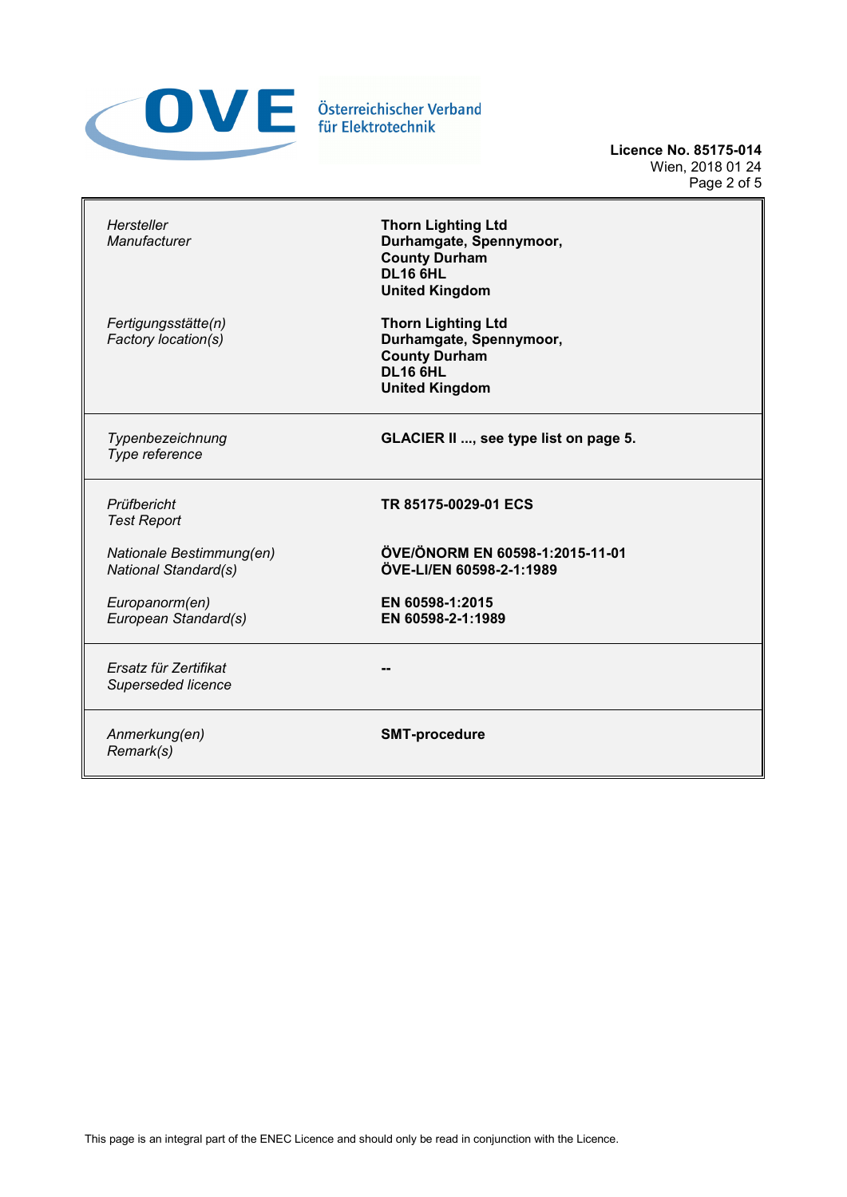Österreichischer Verband für Elektrotechnik

**Licence No. 85175-014**
Wien, 2018 01 24

| | |
|---|---|
| *Hersteller*<br>*Manufacturer* | **Thorn Lighting Ltd**<br>**Durhamgate, Spennymoor,**<br>**County Durham**<br>**DL16 6HL**<br>**United Kingdom** |
| *Fertigungsstätte(n)*<br>*Factory location(s)* | **Thorn Lighting Ltd**<br>**Durhamgate, Spennymoor,**<br>**County Durham**<br>**DL16 6HL**<br>**United Kingdom** |
| *Typenbezeichnung*<br>*Type reference* | **GLACIER II ..., see type list on page 5.** |
| *Prüfbericht*<br>*Test Report* | **TR 85175-0029-01 ECS** |
| *Nationale Bestimmung(en)*<br>*National Standard(s)* | **ÖVE/ÖNORM EN 60598-1:2015-11-01**<br>**ÖVE-LI/EN 60598-2-1:1989** |
| *Europanorm(en)*<br>*European Standard(s)* | **EN 60598-1:2015**<br>**EN 60598-2-1:1989** |
| *Ersatz für Zertifikat*<br>*Superseded licence* | **--** |
| *Anmerkung(en)*<br>*Remark(s)* | **SMT-procedure** |

This page is an integral part of the ENEC Licence and should only be read in conjunction with the Licence.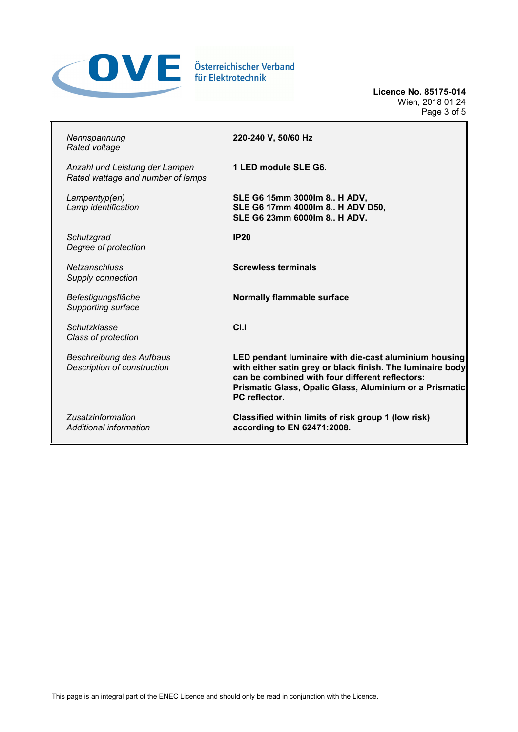Österreichischer Verband für Elektrotechnik

**Licence No. 85175-014**
Wien, 2018 01 24

| | |
|---|---|
| *Nennspannung*<br>*Rated voltage* | **220-240 V, 50/60 Hz** |
| *Anzahl und Leistung der Lampen*<br>*Rated wattage and number of lamps* | **1 LED module SLE G6.** |
| *Lampentyp(en)*<br>*Lamp identification* | **SLE G6 15mm 3000lm 8.. H ADV,**<br>**SLE G6 17mm 4000lm 8.. H ADV D50,**<br>**SLE G6 23mm 6000lm 8.. H ADV.** |
| *Schutzgrad*<br>*Degree of protection* | **IP20** |
| *Netzanschluss*<br>*Supply connection* | **Screwless terminals** |
| *Befestigungsfläche*<br>*Supporting surface* | **Normally flammable surface** |
| *Schutzklasse*<br>*Class of protection* | **Cl.I** |
| *Beschreibung des Aufbaus*<br>*Description of construction* | **LED pendant luminaire with die-cast aluminium housing with either satin grey or black finish. The luminaire body can be combined with four different reflectors: Prismatic Glass, Opalic Glass, Aluminium or a Prismatic PC reflector.** |
| *Zusatzinformation*<br>*Additional information* | **Classified within limits of risk group 1 (low risk) according to EN 62471:2008.** |

This page is an integral part of the ENEC Licence and should only be read in conjunction with the Licence.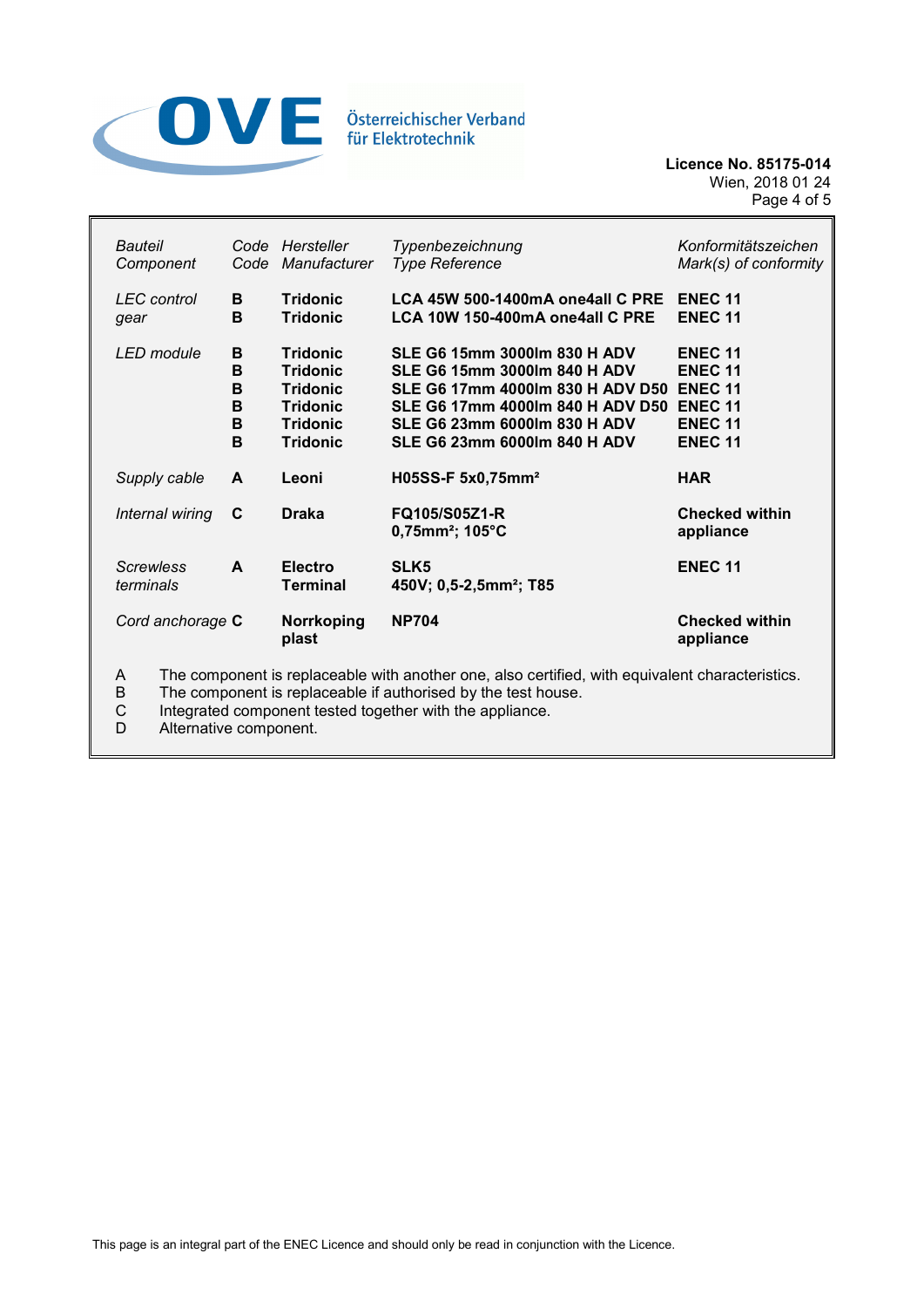Österreichischer Verband für Elektrotechnik

**Licence No. 85175-014**
Wien, 2018 01 24

| *Bauteil* *Component* | *Code* *Code* | *Hersteller* *Manufacturer* | *Typenbezeichnung* *Type Reference* | *Konformitätszeichen* *Mark(s) of conformity* |
|---|---|---|---|---|
| *LEC control gear* | **B** | **Tridonic** | **LCA 45W 500-1400mA one4all C PRE** | **ENEC 11** |
| | **B** | **Tridonic** | **LCA 10W 150-400mA one4all C PRE** | **ENEC 11** |
| *LED module* | **B** | **Tridonic** | **SLE G6 15mm 3000lm 830 H ADV** | **ENEC 11** |
| | **B** | **Tridonic** | **SLE G6 15mm 3000lm 840 H ADV** | **ENEC 11** |
| | **B** | **Tridonic** | **SLE G6 17mm 4000lm 830 H ADV D50** | **ENEC 11** |
| | **B** | **Tridonic** | **SLE G6 17mm 4000lm 840 H ADV D50** | **ENEC 11** |
| | **B** | **Tridonic** | **SLE G6 23mm 6000lm 830 H ADV** | **ENEC 11** |
| | **B** | **Tridonic** | **SLE G6 23mm 6000lm 840 H ADV** | **ENEC 11** |
| *Supply cable* | **A** | **Leoni** | **H05SS-F 5x0,75mm²** | **HAR** |
| *Internal wiring* | **C** | **Draka** | **FQ105/S05Z1-R 0,75mm²; 105°C** | **Checked within appliance** |
| *Screwless terminals* | **A** | **Electro Terminal** | **SLK5 450V; 0,5-2,5mm²; T85** | **ENEC 11** |
| *Cord anchorage* | **C** | **Norrkoping plast** | **NP704** | **Checked within appliance** |

A The component is replaceable with another one, also certified, with equivalent characteristics.
B The component is replaceable if authorised by the test house.
C Integrated component tested together with the appliance.
D Alternative component.

This page is an integral part of the ENEC Licence and should only be read in conjunction with the Licence.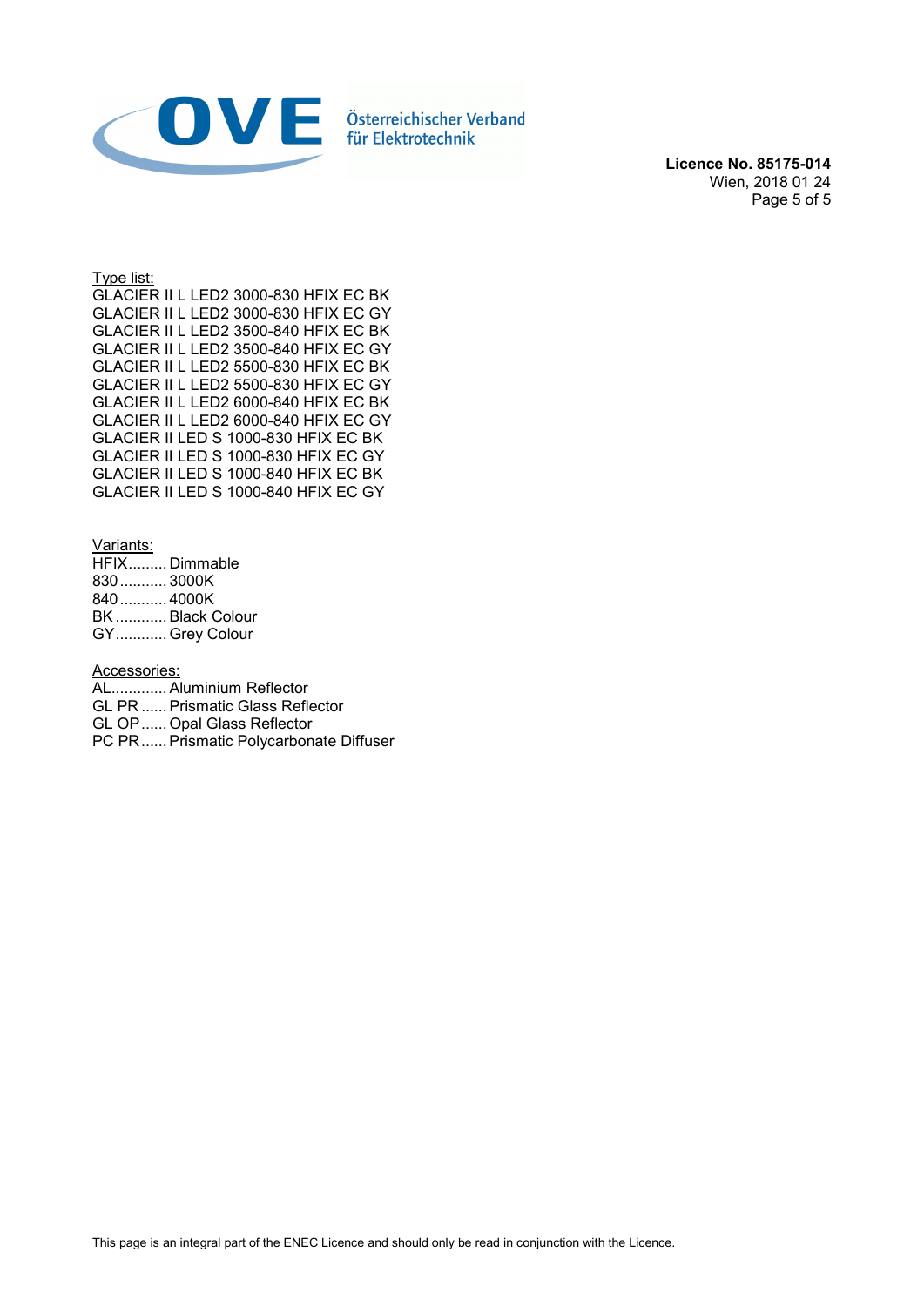Licence No. 85175-014
Wien, 2018 01 24

Type list:

GLACIER II L LED2 3000-830 HFIX EC BK
GLACIER II L LED2 3000-830 HFIX EC GY
GLACIER II L LED2 3500-840 HFIX EC BK
GLACIER II L LED2 3500-840 HFIX EC GY
GLACIER II L LED2 5500-830 HFIX EC BK
GLACIER II L LED2 5500-830 HFIX EC GY
GLACIER II L LED2 6000-840 HFIX EC BK
GLACIER II L LED2 6000-840 HFIX EC GY
GLACIER II LED S 1000-830 HFIX EC BK
GLACIER II LED S 1000-830 HFIX EC GY
GLACIER II LED S 1000-840 HFIX EC BK
GLACIER II LED S 1000-840 HFIX EC GY

Variants:

HFIX......... Dimmable
830........... 3000K
840........... 4000K
BK............ Black Colour
GY............ Grey Colour

Accessories:

AL............. Aluminium Reflector
GL PR ...... Prismatic Glass Reflector
GL OP...... Opal Glass Reflector
PC PR...... Prismatic Polycarbonate Diffuser

This page is an integral part of the ENEC Licence and should only be read in conjunction with the Licence.